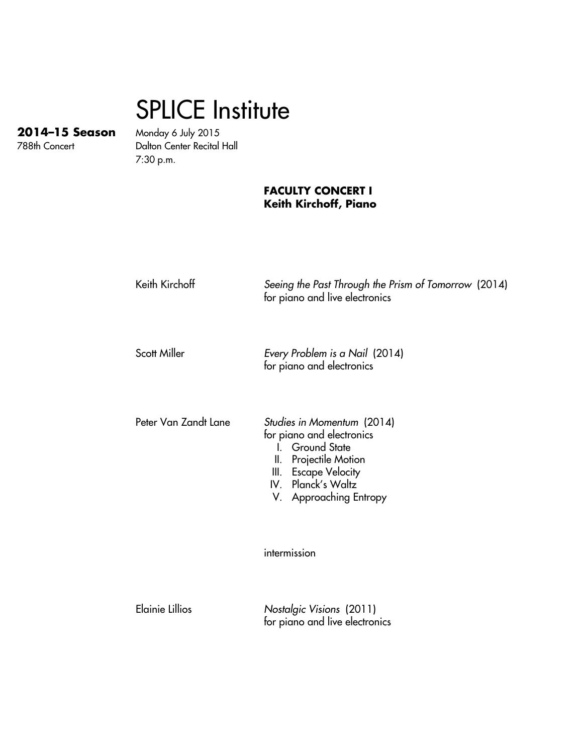# SPLICE Institute

**2014–15 Season**
788th Concert

Monday 6 July 2015
Dalton Center Recital Hall
7:30 p.m.

**FACULTY CONCERT I**
**Keith Kirchoff, Piano**

Keith Kirchoff — *Seeing the Past Through the Prism of Tomorrow* (2014)
for piano and live electronics

Scott Miller — *Every Problem is a Nail* (2014)
for piano and electronics

Peter Van Zandt Lane — *Studies in Momentum* (2014)
for piano and electronics

I. Ground State
II. Projectile Motion
III. Escape Velocity
IV. Planck's Waltz
V. Approaching Entropy

intermission

Elainie Lillios — *Nostalgic Visions* (2011)
for piano and live electronics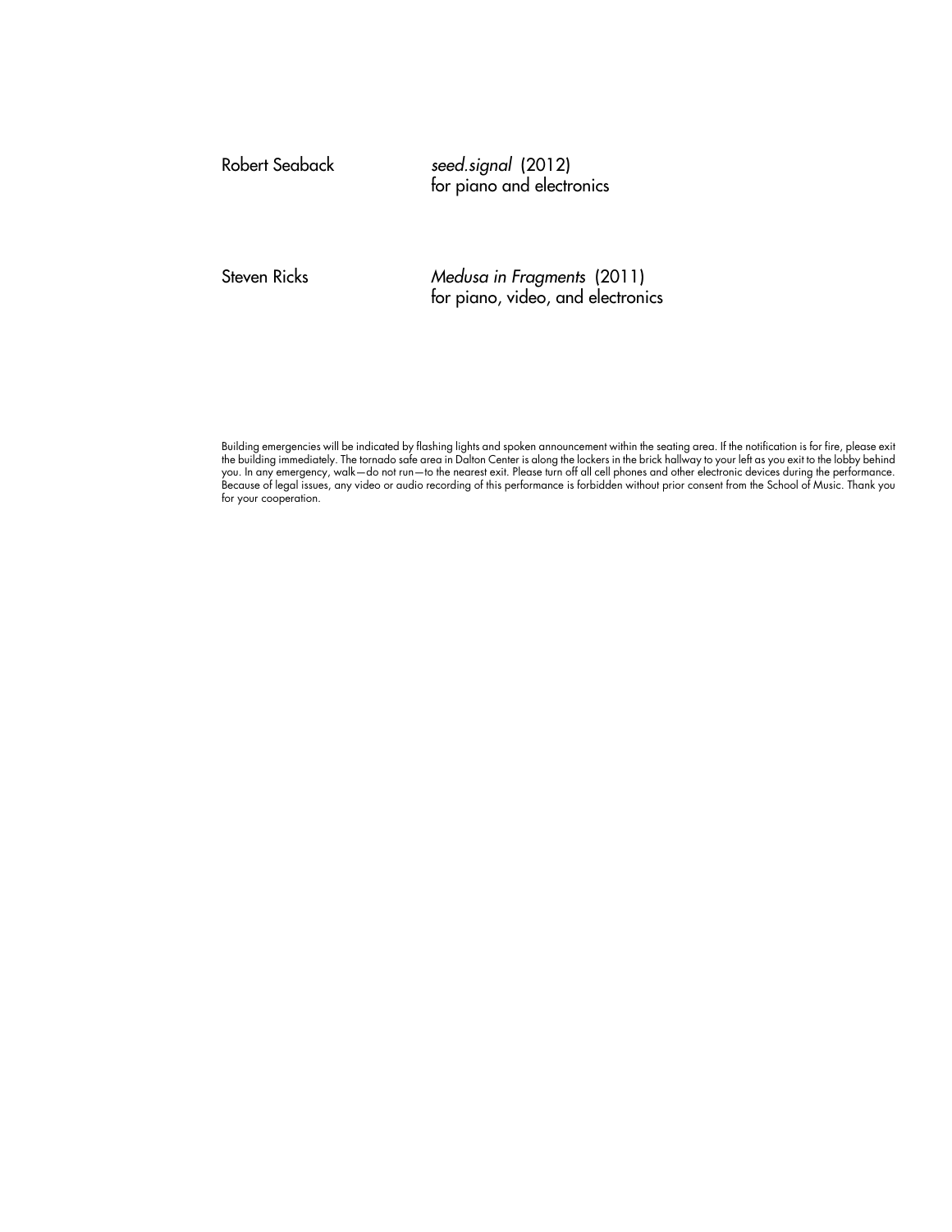| | |
|---|---|
| Robert Seaback | *seed.signal* (2012)<br>for piano and electronics |
| Steven Ricks | *Medusa in Fragments* (2011)<br>for piano, video, and electronics |

Building emergencies will be indicated by flashing lights and spoken announcement within the seating area. If the notification is for fire, please exit the building immediately. The tornado safe area in Dalton Center is along the lockers in the brick hallway to your left as you exit to the lobby behind you. In any emergency, walk—do not run—to the nearest exit. Please turn off all cell phones and other electronic devices during the performance. Because of legal issues, any video or audio recording of this performance is forbidden without prior consent from the School of Music. Thank you for your cooperation.